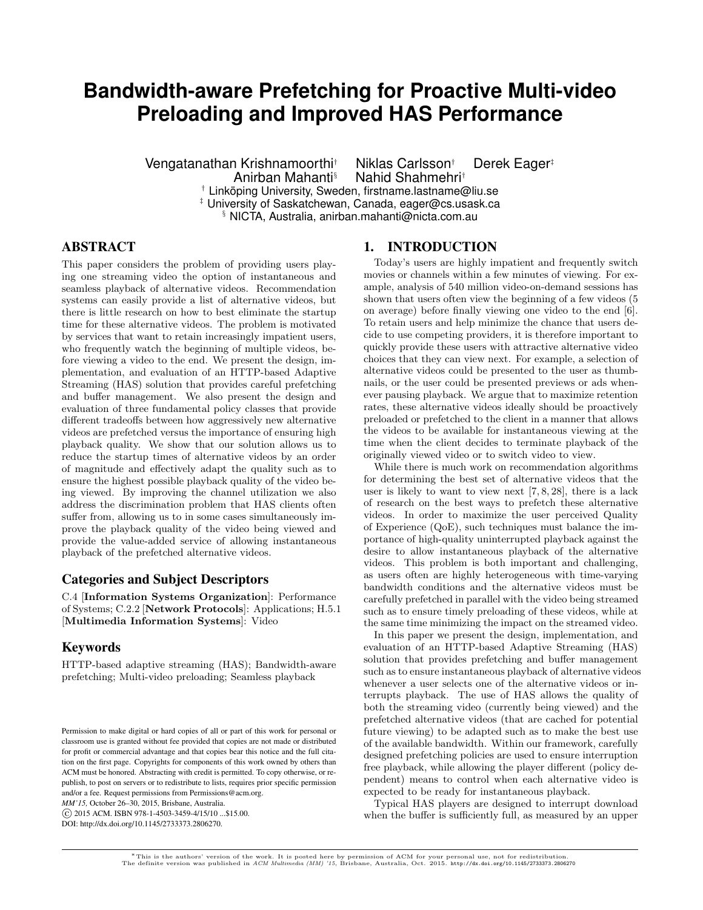# Bandwidth-aware Prefetching for Proactive Multi-video Preloading and Improved HAS Performance

Vengatanathan Krishnamoorthi[†] Niklas Carlsson[†] Derek Eager[‡]
Anirban Mahanti[§] Nahid Shahmehri[†]

[†] Linköping University, Sweden, firstname.lastname@liu.se
[‡] University of Saskatchewan, Canada, eager@cs.usask.ca
[§] NICTA, Australia, anirban.mahanti@nicta.com.au

## ABSTRACT

This paper considers the problem of providing users playing one streaming video the option of instantaneous and seamless playback of alternative videos. Recommendation systems can easily provide a list of alternative videos, but there is little research on how to best eliminate the startup time for these alternative videos. The problem is motivated by services that want to retain increasingly impatient users, who frequently watch the beginning of multiple videos, before viewing a video to the end. We present the design, implementation, and evaluation of an HTTP-based Adaptive Streaming (HAS) solution that provides careful prefetching and buffer management. We also present the design and evaluation of three fundamental policy classes that provide different tradeoffs between how aggressively new alternative videos are prefetched versus the importance of ensuring high playback quality. We show that our solution allows us to reduce the startup times of alternative videos by an order of magnitude and effectively adapt the quality such as to ensure the highest possible playback quality of the video being viewed. By improving the channel utilization we also address the discrimination problem that HAS clients often suffer from, allowing us to in some cases simultaneously improve the playback quality of the video being viewed and provide the value-added service of allowing instantaneous playback of the prefetched alternative videos.

## Categories and Subject Descriptors

C.4 [**Information Systems Organization**]: Performance of Systems; C.2.2 [**Network Protocols**]: Applications; H.5.1 [**Multimedia Information Systems**]: Video

## Keywords

HTTP-based adaptive streaming (HAS); Bandwidth-aware prefetching; Multi-video preloading; Seamless playback

Permission to make digital or hard copies of all or part of this work for personal or classroom use is granted without fee provided that copies are not made or distributed for profit or commercial advantage and that copies bear this notice and the full citation on the first page. Copyrights for components of this work owned by others than ACM must be honored. Abstracting with credit is permitted. To copy otherwise, or republish, to post on servers or to redistribute to lists, requires prior specific permission and/or a fee. Request permissions from Permissions@acm.org.
*MM'15*, October 26–30, 2015, Brisbane, Australia.
© 2015 ACM. ISBN 978-1-4503-3459-4/15/10 ...$15.00.
DOI: http://dx.doi.org/10.1145/2733373.2806270.

## 1. INTRODUCTION

Today's users are highly impatient and frequently switch movies or channels within a few minutes of viewing. For example, analysis of 540 million video-on-demand sessions has shown that users often view the beginning of a few videos (5 on average) before finally viewing one video to the end [6]. To retain users and help minimize the chance that users decide to use competing providers, it is therefore important to quickly provide these users with attractive alternative video choices that they can view next. For example, a selection of alternative videos could be presented to the user as thumbnails, or the user could be presented previews or ads whenever pausing playback. We argue that to maximize retention rates, these alternative videos ideally should be proactively preloaded or prefetched to the client in a manner that allows the videos to be available for instantaneous viewing at the time when the client decides to terminate playback of the originally viewed video or to switch video to view.

While there is much work on recommendation algorithms for determining the best set of alternative videos that the user is likely to want to view next [7, 8, 28], there is a lack of research on the best ways to prefetch these alternative videos. In order to maximize the user perceived Quality of Experience (QoE), such techniques must balance the importance of high-quality uninterrupted playback against the desire to allow instantaneous playback of the alternative videos. This problem is both important and challenging, as users often are highly heterogeneous with time-varying bandwidth conditions and the alternative videos must be carefully prefetched in parallel with the video being streamed such as to ensure timely preloading of these videos, while at the same time minimizing the impact on the streamed video.

In this paper we present the design, implementation, and evaluation of an HTTP-based Adaptive Streaming (HAS) solution that provides prefetching and buffer management such as to ensure instantaneous playback of alternative videos whenever a user selects one of the alternative videos or interrupts playback. The use of HAS allows the quality of both the streaming video (currently being viewed) and the prefetched alternative videos (that are cached for potential future viewing) to be adapted such as to make the best use of the available bandwidth. Within our framework, carefully designed prefetching policies are used to ensure interruption free playback, while allowing the player different (policy dependent) means to control when each alternative video is expected to be ready for instantaneous playback.

Typical HAS players are designed to interrupt download when the buffer is sufficiently full, as measured by an upper

*This is the authors' version of the work. It is posted here by permission of ACM for your personal use, not for redistribution. The definite version was published in *ACM Multimedia (MM) '15*, Brisbane, Australia, Oct. 2015. http://dx.doi.org/10.1145/2733373.2806270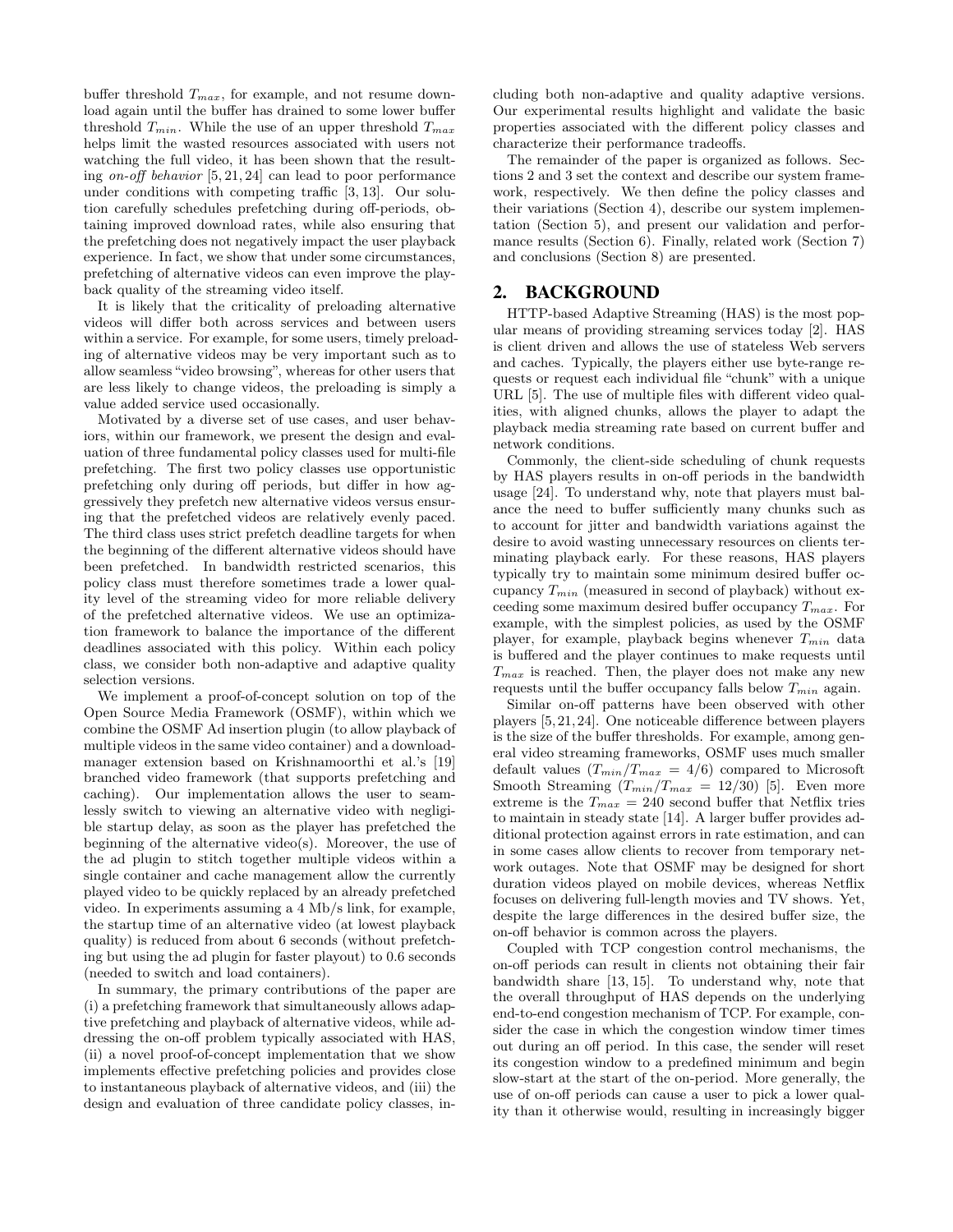buffer threshold $T_{max}$, for example, and not resume download again until the buffer has drained to some lower buffer threshold $T_{min}$. While the use of an upper threshold $T_{max}$ helps limit the wasted resources associated with users not watching the full video, it has been shown that the resulting *on-off behavior* [5, 21, 24] can lead to poor performance under conditions with competing traffic [3, 13]. Our solution carefully schedules prefetching during off-periods, obtaining improved download rates, while also ensuring that the prefetching does not negatively impact the user playback experience. In fact, we show that under some circumstances, prefetching of alternative videos can even improve the playback quality of the streaming video itself.

It is likely that the criticality of preloading alternative videos will differ both across services and between users within a service. For example, for some users, timely preloading of alternative videos may be very important such as to allow seamless "video browsing", whereas for other users that are less likely to change videos, the preloading is simply a value added service used occasionally.

Motivated by a diverse set of use cases, and user behaviors, within our framework, we present the design and evaluation of three fundamental policy classes used for multi-file prefetching. The first two policy classes use opportunistic prefetching only during off periods, but differ in how aggressively they prefetch new alternative videos versus ensuring that the prefetched videos are relatively evenly paced. The third class uses strict prefetch deadline targets for when the beginning of the different alternative videos should have been prefetched. In bandwidth restricted scenarios, this policy class must therefore sometimes trade a lower quality level of the streaming video for more reliable delivery of the prefetched alternative videos. We use an optimization framework to balance the importance of the different deadlines associated with this policy. Within each policy class, we consider both non-adaptive and adaptive quality selection versions.

We implement a proof-of-concept solution on top of the Open Source Media Framework (OSMF), within which we combine the OSMF Ad insertion plugin (to allow playback of multiple videos in the same video container) and a download-manager extension based on Krishnamoorthi et al.'s [19] branched video framework (that supports prefetching and caching). Our implementation allows the user to seamlessly switch to viewing an alternative video with negligible startup delay, as soon as the player has prefetched the beginning of the alternative video(s). Moreover, the use of the ad plugin to stitch together multiple videos within a single container and cache management allow the currently played video to be quickly replaced by an already prefetched video. In experiments assuming a 4 Mb/s link, for example, the startup time of an alternative video (at lowest playback quality) is reduced from about 6 seconds (without prefetching but using the ad plugin for faster playout) to 0.6 seconds (needed to switch and load containers).

In summary, the primary contributions of the paper are (i) a prefetching framework that simultaneously allows adaptive prefetching and playback of alternative videos, while addressing the on-off problem typically associated with HAS, (ii) a novel proof-of-concept implementation that we show implements effective prefetching policies and provides close to instantaneous playback of alternative videos, and (iii) the design and evaluation of three candidate policy classes, including both non-adaptive and quality adaptive versions. Our experimental results highlight and validate the basic properties associated with the different policy classes and characterize their performance tradeoffs.

The remainder of the paper is organized as follows. Sections 2 and 3 set the context and describe our system framework, respectively. We then define the policy classes and their variations (Section 4), describe our system implementation (Section 5), and present our validation and performance results (Section 6). Finally, related work (Section 7) and conclusions (Section 8) are presented.

## 2. BACKGROUND

HTTP-based Adaptive Streaming (HAS) is the most popular means of providing streaming services today [2]. HAS is client driven and allows the use of stateless Web servers and caches. Typically, the players either use byte-range requests or request each individual file "chunk" with a unique URL [5]. The use of multiple files with different video qualities, with aligned chunks, allows the player to adapt the playback media streaming rate based on current buffer and network conditions.

Commonly, the client-side scheduling of chunk requests by HAS players results in on-off periods in the bandwidth usage [24]. To understand why, note that players must balance the need to buffer sufficiently many chunks such as to account for jitter and bandwidth variations against the desire to avoid wasting unnecessary resources on clients terminating playback early. For these reasons, HAS players typically try to maintain some minimum desired buffer occupancy $T_{min}$ (measured in second of playback) without exceeding some maximum desired buffer occupancy $T_{max}$. For example, with the simplest policies, as used by the OSMF player, for example, playback begins whenever $T_{min}$ data is buffered and the player continues to make requests until $T_{max}$ is reached. Then, the player does not make any new requests until the buffer occupancy falls below $T_{min}$ again.

Similar on-off patterns have been observed with other players [5, 21, 24]. One noticeable difference between players is the size of the buffer thresholds. For example, among general video streaming frameworks, OSMF uses much smaller default values ($T_{min}/T_{max} = 4/6$) compared to Microsoft Smooth Streaming ($T_{min}/T_{max} = 12/30$) [5]. Even more extreme is the $T_{max} = 240$ second buffer that Netflix tries to maintain in steady state [14]. A larger buffer provides additional protection against errors in rate estimation, and can in some cases allow clients to recover from temporary network outages. Note that OSMF may be designed for short duration videos played on mobile devices, whereas Netflix focuses on delivering full-length movies and TV shows. Yet, despite the large differences in the desired buffer size, the on-off behavior is common across the players.

Coupled with TCP congestion control mechanisms, the on-off periods can result in clients not obtaining their fair bandwidth share [13, 15]. To understand why, note that the overall throughput of HAS depends on the underlying end-to-end congestion mechanism of TCP. For example, consider the case in which the congestion window timer times out during an off period. In this case, the sender will reset its congestion window to a predefined minimum and begin slow-start at the start of the on-period. More generally, the use of on-off periods can cause a user to pick a lower quality than it otherwise would, resulting in increasingly bigger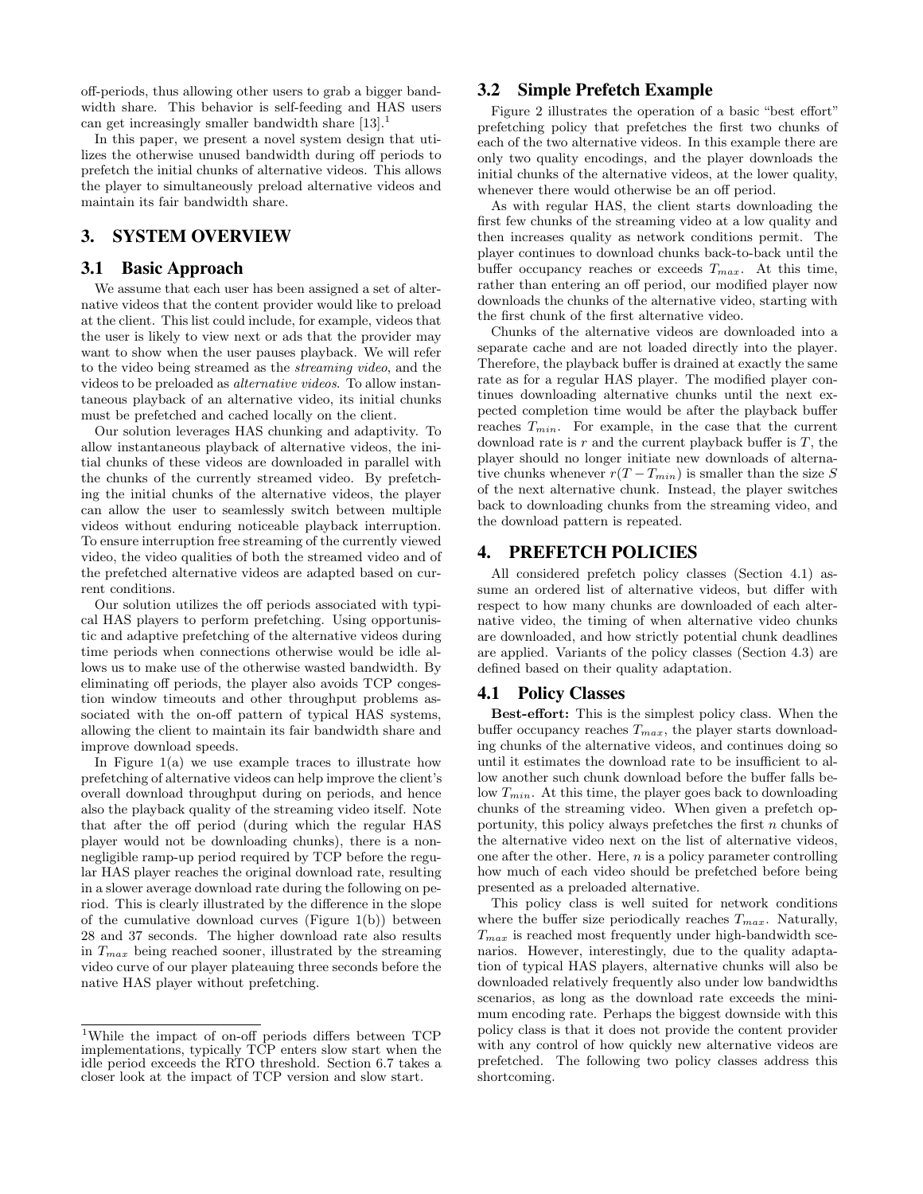off-periods, thus allowing other users to grab a bigger bandwidth share. This behavior is self-feeding and HAS users can get increasingly smaller bandwidth share [13].[1]

In this paper, we present a novel system design that utilizes the otherwise unused bandwidth during off periods to prefetch the initial chunks of alternative videos. This allows the player to simultaneously preload alternative videos and maintain its fair bandwidth share.

# 3. SYSTEM OVERVIEW

## 3.1 Basic Approach

We assume that each user has been assigned a set of alternative videos that the content provider would like to preload at the client. This list could include, for example, videos that the user is likely to view next or ads that the provider may want to show when the user pauses playback. We will refer to the video being streamed as the *streaming video*, and the videos to be preloaded as *alternative videos*. To allow instantaneous playback of an alternative video, its initial chunks must be prefetched and cached locally on the client.

Our solution leverages HAS chunking and adaptivity. To allow instantaneous playback of alternative videos, the initial chunks of these videos are downloaded in parallel with the chunks of the currently streamed video. By prefetching the initial chunks of the alternative videos, the player can allow the user to seamlessly switch between multiple videos without enduring noticeable playback interruption. To ensure interruption free streaming of the currently viewed video, the video qualities of both the streamed video and of the prefetched alternative videos are adapted based on current conditions.

Our solution utilizes the off periods associated with typical HAS players to perform prefetching. Using opportunistic and adaptive prefetching of the alternative videos during time periods when connections otherwise would be idle allows us to make use of the otherwise wasted bandwidth. By eliminating off periods, the player also avoids TCP congestion window timeouts and other throughput problems associated with the on-off pattern of typical HAS systems, allowing the client to maintain its fair bandwidth share and improve download speeds.

In Figure 1(a) we use example traces to illustrate how prefetching of alternative videos can help improve the client's overall download throughput during on periods, and hence also the playback quality of the streaming video itself. Note that after the off period (during which the regular HAS player would not be downloading chunks), there is a non-negligible ramp-up period required by TCP before the regular HAS player reaches the original download rate, resulting in a slower average download rate during the following on period. This is clearly illustrated by the difference in the slope of the cumulative download curves (Figure 1(b)) between 28 and 37 seconds. The higher download rate also results in $T_{max}$ being reached sooner, illustrated by the streaming video curve of our player plateauing three seconds before the native HAS player without prefetching.

[1] While the impact of on-off periods differs between TCP implementations, typically TCP enters slow start when the idle period exceeds the RTO threshold. Section 6.7 takes a closer look at the impact of TCP version and slow start.

## 3.2 Simple Prefetch Example

Figure 2 illustrates the operation of a basic "best effort" prefetching policy that prefetches the first two chunks of each of the two alternative videos. In this example there are only two quality encodings, and the player downloads the initial chunks of the alternative videos, at the lower quality, whenever there would otherwise be an off period.

As with regular HAS, the client starts downloading the first few chunks of the streaming video at a low quality and then increases quality as network conditions permit. The player continues to download chunks back-to-back until the buffer occupancy reaches or exceeds $T_{max}$. At this time, rather than entering an off period, our modified player now downloads the chunks of the alternative video, starting with the first chunk of the first alternative video.

Chunks of the alternative videos are downloaded into a separate cache and are not loaded directly into the player. Therefore, the playback buffer is drained at exactly the same rate as for a regular HAS player. The modified player continues downloading alternative chunks until the next expected completion time would be after the playback buffer reaches $T_{min}$. For example, in the case that the current download rate is $r$ and the current playback buffer is $T$, the player should no longer initiate new downloads of alternative chunks whenever $r(T - T_{min})$ is smaller than the size $S$ of the next alternative chunk. Instead, the player switches back to downloading chunks from the streaming video, and the download pattern is repeated.

# 4. PREFETCH POLICIES

All considered prefetch policy classes (Section 4.1) assume an ordered list of alternative videos, but differ with respect to how many chunks are downloaded of each alternative video, the timing of when alternative video chunks are downloaded, and how strictly potential chunk deadlines are applied. Variants of the policy classes (Section 4.3) are defined based on their quality adaptation.

## 4.1 Policy Classes

**Best-effort:** This is the simplest policy class. When the buffer occupancy reaches $T_{max}$, the player starts downloading chunks of the alternative videos, and continues doing so until it estimates the download rate to be insufficient to allow another such chunk download before the buffer falls below $T_{min}$. At this time, the player goes back to downloading chunks of the streaming video. When given a prefetch opportunity, this policy always prefetches the first $n$ chunks of the alternative video next on the list of alternative videos, one after the other. Here, $n$ is a policy parameter controlling how much of each video should be prefetched before being presented as a preloaded alternative.

This policy class is well suited for network conditions where the buffer size periodically reaches $T_{max}$. Naturally, $T_{max}$ is reached most frequently under high-bandwidth scenarios. However, interestingly, due to the quality adaptation of typical HAS players, alternative chunks will also be downloaded relatively frequently also under low bandwidths scenarios, as long as the download rate exceeds the minimum encoding rate. Perhaps the biggest downside with this policy class is that it does not provide the content provider with any control of how quickly new alternative videos are prefetched. The following two policy classes address this shortcoming.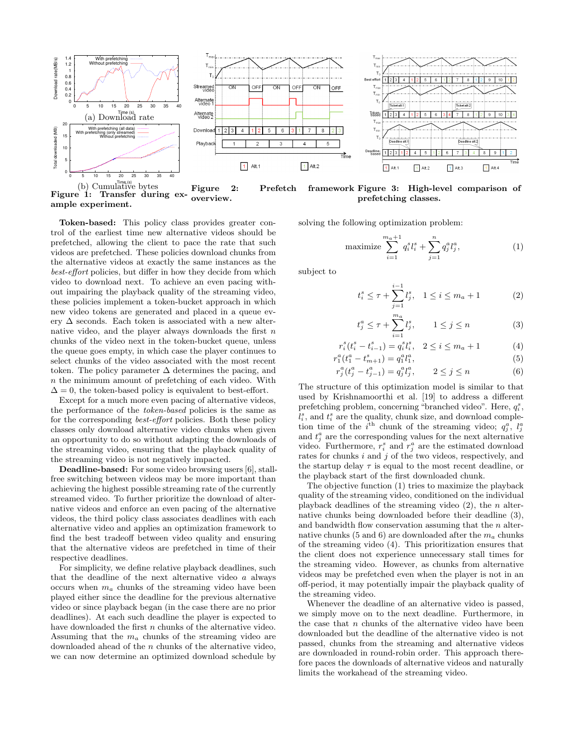Time (s)

Download rate (MB/s)

With prefetching
Without prefetching

(a) Download rate

Time (s)

Total downloaded (MB)

With prefetching (all data)
With prefetching (only streamed)
Without prefetching

(b) Cumulative bytes

**Figure 1: Transfer during example experiment.**

**Figure 2: Prefetch framework overview.**

**Figure 3: High-level comparison of prefetching classes.**

**Token-based:** This policy class provides greater control of the earliest time new alternative videos should be prefetched, allowing the client to pace the rate that such videos are prefetched. These policies download chunks from the alternative videos at exactly the same instances as the *best-effort* policies, but differ in how they decide from which video to download next. To achieve an even pacing without impairing the playback quality of the streaming video, these policies implement a token-bucket approach in which new video tokens are generated and placed in a queue every $\Delta$ seconds. Each token is associated with a new alternative video, and the player always downloads the first $n$ chunks of the video next in the token-bucket queue, unless the queue goes empty, in which case the player continues to select chunks of the video associated with the most recent token. The policy parameter $\Delta$ determines the pacing, and $n$ the minimum amount of prefetching of each video. With $\Delta = 0$, the token-based policy is equivalent to best-effort.

Except for a much more even pacing of alternative videos, the performance of the *token-based* policies is the same as for the corresponding *best-effort* policies. Both these policy classes only download alternative video chunks when given an opportunity to do so without adapting the downloads of the streaming video, ensuring that the playback quality of the streaming video is not negatively impacted.

**Deadline-based:** For some video browsing users [6], stall-free switching between videos may be more important than achieving the highest possible streaming rate of the currently streamed video. To further prioritize the download of alternative videos and enforce an even pacing of the alternative videos, the third policy class associates deadlines with each alternative video and applies an optimization framework to find the best tradeoff between video quality and ensuring that the alternative videos are prefetched in time of their respective deadlines.

For simplicity, we define relative playback deadlines, such that the deadline of the next alternative video $a$ always occurs when $m_a$ chunks of the streaming video have been played either since the deadline for the previous alternative video or since playback began (in the case there are no prior deadlines). At each such deadline the player is expected to have downloaded the first $n$ chunks of the alternative video. Assuming that the $m_a$ chunks of the streaming video are downloaded ahead of the $n$ chunks of the alternative video, we can now determine an optimized download schedule by solving the following optimization problem:

$$\text{maximize} \sum_{i=1}^{m_a+1} q_i^s l_i^s + \sum_{j=1}^{n} q_j^a l_j^a, \tag{1}$$

subject to

$$t_i^s \leq \tau + \sum_{j=1}^{i-1} l_j^s, \quad 1 \leq i \leq m_a + 1 \tag{2}$$

$$t_j^a \leq \tau + \sum_{i=1}^{m_a} l_i^s, \quad 1 \leq j \leq n \tag{3}$$

$$r_i^s(t_i^s - t_{i-1}^s) = q_i^s l_i^s, \quad 2 \leq i \leq m_a + 1 \tag{4}$$

$$r_1^a(t_1^a - t_{m+1}^s) = q_1^a l_1^a, \tag{5}$$

$$r_j^a(t_j^a - t_{j-1}^a) = q_j^a l_j^a, \quad 2 \leq j \leq n \tag{6}$$

The structure of this optimization model is similar to that used by Krishnamoorthi et al. [19] to address a different prefetching problem, concerning "branched video". Here, $q_i^s$, $l_i^s$, and $t_i^s$ are the quality, chunk size, and download completion time of the $i^{\text{th}}$ chunk of the streaming video; $q_j^a$, $l_j^a$ and $t_j^a$ are the corresponding values for the next alternative video. Furthermore, $r_i^s$ and $r_j^a$ are the estimated download rates for chunks $i$ and $j$ of the two videos, respectively, and the startup delay $\tau$ is equal to the most recent deadline, or the playback start of the first downloaded chunk.

The objective function (1) tries to maximize the playback quality of the streaming video, conditioned on the individual playback deadlines of the streaming video (2), the $n$ alternative chunks being downloaded before their deadline (3), and bandwidth flow conservation assuming that the $n$ alternative chunks (5 and 6) are downloaded after the $m_a$ chunks of the streaming video (4). This prioritization ensures that the client does not experience unnecessary stall times for the streaming video. However, as chunks from alternative videos may be prefetched even when the player is not in an off-period, it may potentially impair the playback quality of the streaming video.

Whenever the deadline of an alternative video is passed, we simply move on to the next deadline. Furthermore, in the case that $n$ chunks of the alternative video have been downloaded but the deadline of the alternative video is not passed, chunks from the streaming and alternative videos are downloaded in round-robin order. This approach therefore paces the downloads of alternative videos and naturally limits the workahead of the streaming video.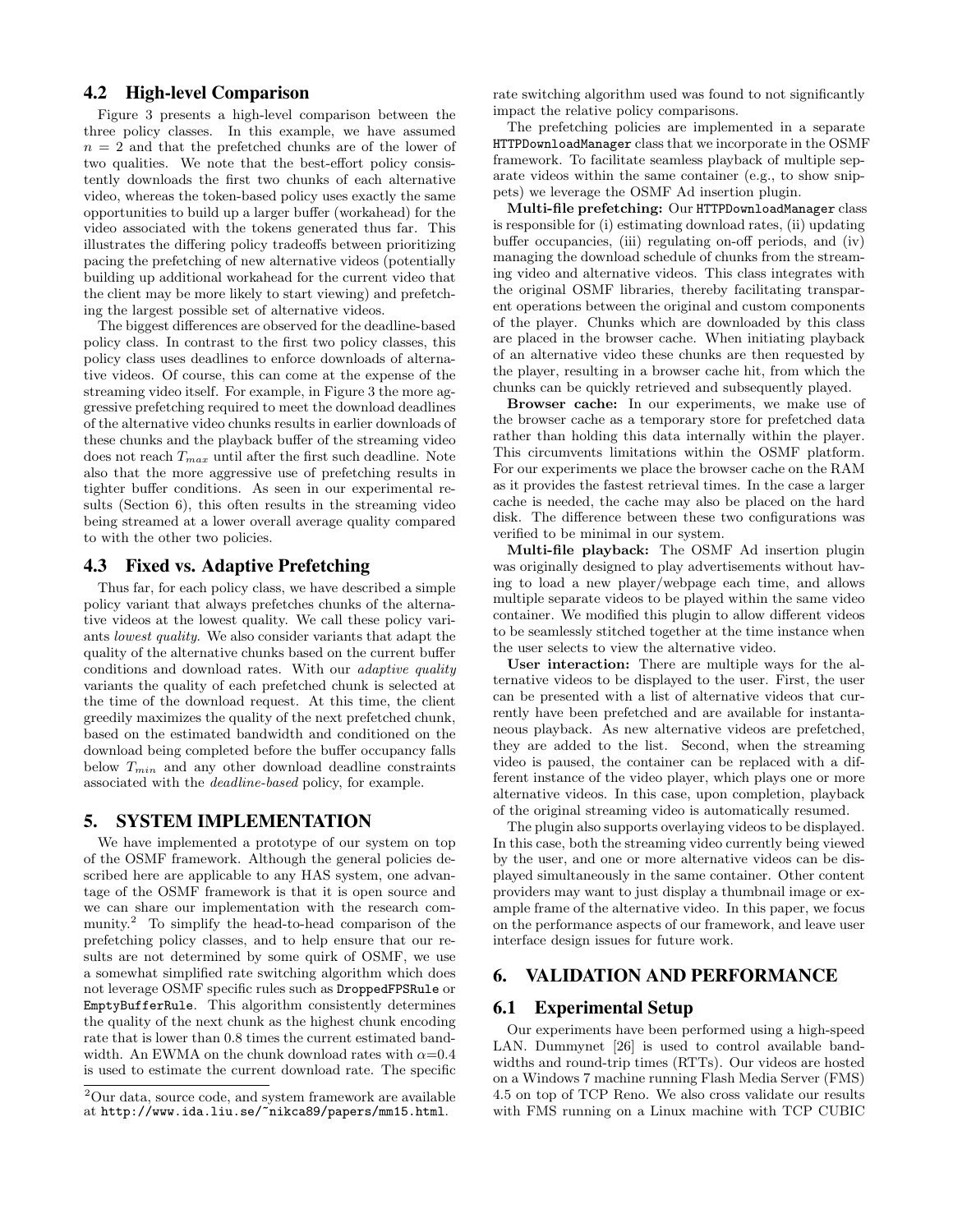### 4.2 High-level Comparison

Figure 3 presents a high-level comparison between the three policy classes. In this example, we have assumed $n = 2$ and that the prefetched chunks are of the lower of two qualities. We note that the best-effort policy consistently downloads the first two chunks of each alternative video, whereas the token-based policy uses exactly the same opportunities to build up a larger buffer (workahead) for the video associated with the tokens generated thus far. This illustrates the differing policy tradeoffs between prioritizing pacing the prefetching of new alternative videos (potentially building up additional workahead for the current video that the client may be more likely to start viewing) and prefetching the largest possible set of alternative videos.

The biggest differences are observed for the deadline-based policy class. In contrast to the first two policy classes, this policy class uses deadlines to enforce downloads of alternative videos. Of course, this can come at the expense of the streaming video itself. For example, in Figure 3 the more aggressive prefetching required to meet the download deadlines of the alternative video chunks results in earlier downloads of these chunks and the playback buffer of the streaming video does not reach $T_{max}$ until after the first such deadline. Note also that the more aggressive use of prefetching results in tighter buffer conditions. As seen in our experimental results (Section 6), this often results in the streaming video being streamed at a lower overall average quality compared to with the other two policies.

### 4.3 Fixed vs. Adaptive Prefetching

Thus far, for each policy class, we have described a simple policy variant that always prefetches chunks of the alternative videos at the lowest quality. We call these policy variants *lowest quality*. We also consider variants that adapt the quality of the alternative chunks based on the current buffer conditions and download rates. With our *adaptive quality* variants the quality of each prefetched chunk is selected at the time of the download request. At this time, the client greedily maximizes the quality of the next prefetched chunk, based on the estimated bandwidth and conditioned on the download being completed before the buffer occupancy falls below $T_{min}$ and any other download deadline constraints associated with the *deadline-based* policy, for example.

## 5. SYSTEM IMPLEMENTATION

We have implemented a prototype of our system on top of the OSMF framework. Although the general policies described here are applicable to any HAS system, one advantage of the OSMF framework is that it is open source and we can share our implementation with the research community.[2] To simplify the head-to-head comparison of the prefetching policy classes, and to help ensure that our results are not determined by some quirk of OSMF, we use a somewhat simplified rate switching algorithm which does not leverage OSMF specific rules such as `DroppedFPSRule` or `EmptyBufferRule`. This algorithm consistently determines the quality of the next chunk as the highest chunk encoding rate that is lower than 0.8 times the current estimated bandwidth. An EWMA on the chunk download rates with $\alpha$=0.4 is used to estimate the current download rate. The specific rate switching algorithm used was found to not significantly impact the relative policy comparisons.

The prefetching policies are implemented in a separate `HTTPDownloadManager` class that we incorporate in the OSMF framework. To facilitate seamless playback of multiple separate videos within the same container (e.g., to show snippets) we leverage the OSMF Ad insertion plugin.

**Multi-file prefetching:** Our `HTTPDownloadManager` class is responsible for (i) estimating download rates, (ii) updating buffer occupancies, (iii) regulating on-off periods, and (iv) managing the download schedule of chunks from the streaming video and alternative videos. This class integrates with the original OSMF libraries, thereby facilitating transparent operations between the original and custom components of the player. Chunks which are downloaded by this class are placed in the browser cache. When initiating playback of an alternative video these chunks are then requested by the player, resulting in a browser cache hit, from which the chunks can be quickly retrieved and subsequently played.

**Browser cache:** In our experiments, we make use of the browser cache as a temporary store for prefetched data rather than holding this data internally within the player. This circumvents limitations within the OSMF platform. For our experiments we place the browser cache on the RAM as it provides the fastest retrieval times. In the case a larger cache is needed, the cache may also be placed on the hard disk. The difference between these two configurations was verified to be minimal in our system.

**Multi-file playback:** The OSMF Ad insertion plugin was originally designed to play advertisements without having to load a new player/webpage each time, and allows multiple separate videos to be played within the same video container. We modified this plugin to allow different videos to be seamlessly stitched together at the time instance when the user selects to view the alternative video.

**User interaction:** There are multiple ways for the alternative videos to be displayed to the user. First, the user can be presented with a list of alternative videos that currently have been prefetched and are available for instantaneous playback. As new alternative videos are prefetched, they are added to the list. Second, when the streaming video is paused, the container can be replaced with a different instance of the video player, which plays one or more alternative videos. In this case, upon completion, playback of the original streaming video is automatically resumed.

The plugin also supports overlaying videos to be displayed. In this case, both the streaming video currently being viewed by the user, and one or more alternative videos can be displayed simultaneously in the same container. Other content providers may want to just display a thumbnail image or example frame of the alternative video. In this paper, we focus on the performance aspects of our framework, and leave user interface design issues for future work.

## 6. VALIDATION AND PERFORMANCE

### 6.1 Experimental Setup

Our experiments have been performed using a high-speed LAN. Dummynet [26] is used to control available bandwidths and round-trip times (RTTs). Our videos are hosted on a Windows 7 machine running Flash Media Server (FMS) 4.5 on top of TCP Reno. We also cross validate our results with FMS running on a Linux machine with TCP CUBIC

[2] Our data, source code, and system framework are available at http://www.ida.liu.se/~nikca89/papers/mm15.html.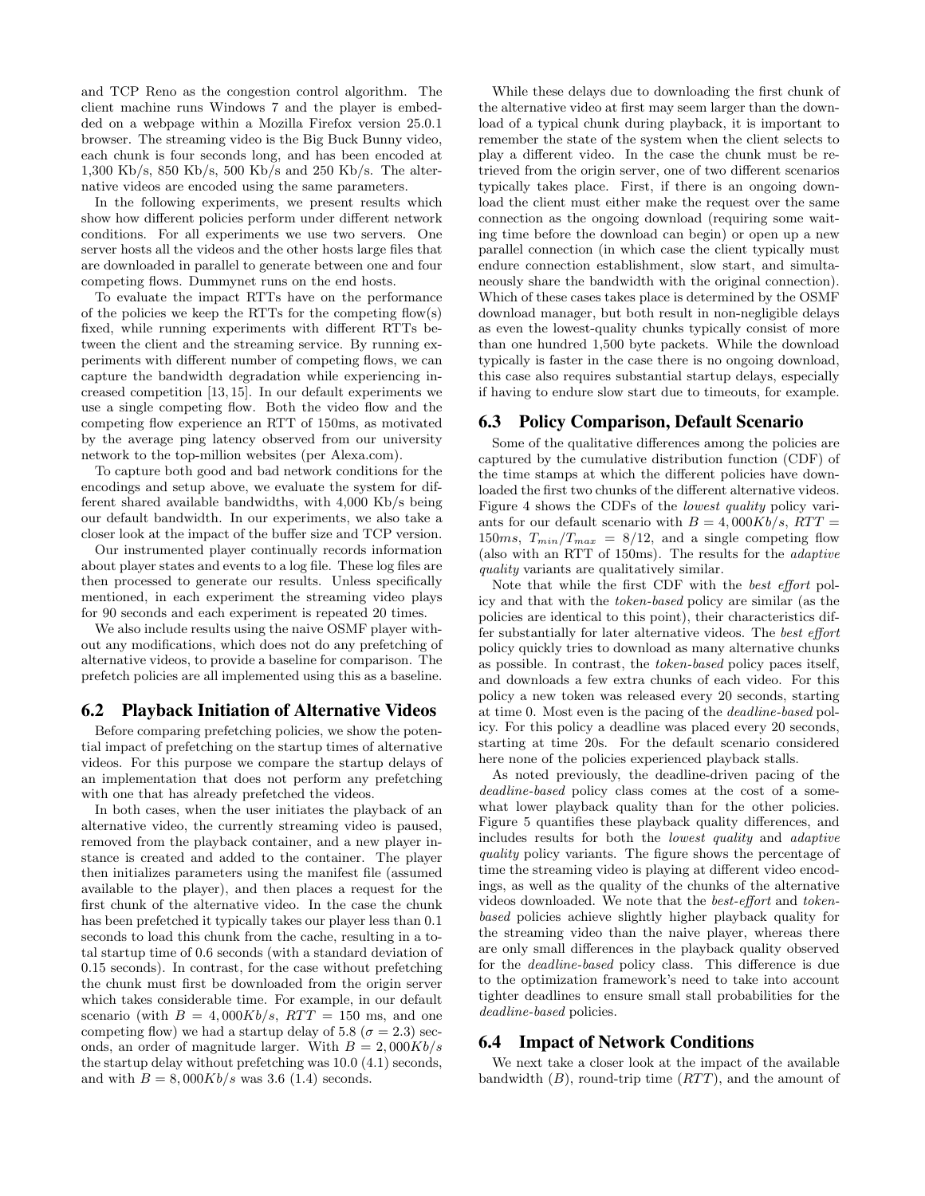and TCP Reno as the congestion control algorithm. The client machine runs Windows 7 and the player is embedded on a webpage within a Mozilla Firefox version 25.0.1 browser. The streaming video is the Big Buck Bunny video, each chunk is four seconds long, and has been encoded at 1,300 Kb/s, 850 Kb/s, 500 Kb/s and 250 Kb/s. The alternative videos are encoded using the same parameters.

In the following experiments, we present results which show how different policies perform under different network conditions. For all experiments we use two servers. One server hosts all the videos and the other hosts large files that are downloaded in parallel to generate between one and four competing flows. Dummynet runs on the end hosts.

To evaluate the impact RTTs have on the performance of the policies we keep the RTTs for the competing flow(s) fixed, while running experiments with different RTTs between the client and the streaming service. By running experiments with different number of competing flows, we can capture the bandwidth degradation while experiencing increased competition [13, 15]. In our default experiments we use a single competing flow. Both the video flow and the competing flow experience an RTT of 150ms, as motivated by the average ping latency observed from our university network to the top-million websites (per Alexa.com).

To capture both good and bad network conditions for the encodings and setup above, we evaluate the system for different shared available bandwidths, with 4,000 Kb/s being our default bandwidth. In our experiments, we also take a closer look at the impact of the buffer size and TCP version.

Our instrumented player continually records information about player states and events to a log file. These log files are then processed to generate our results. Unless specifically mentioned, in each experiment the streaming video plays for 90 seconds and each experiment is repeated 20 times.

We also include results using the naive OSMF player without any modifications, which does not do any prefetching of alternative videos, to provide a baseline for comparison. The prefetch policies are all implemented using this as a baseline.

## 6.2 Playback Initiation of Alternative Videos

Before comparing prefetching policies, we show the potential impact of prefetching on the startup times of alternative videos. For this purpose we compare the startup delays of an implementation that does not perform any prefetching with one that has already prefetched the videos.

In both cases, when the user initiates the playback of an alternative video, the currently streaming video is paused, removed from the playback container, and a new player instance is created and added to the container. The player then initializes parameters using the manifest file (assumed available to the player), and then places a request for the first chunk of the alternative video. In the case the chunk has been prefetched it typically takes our player less than 0.1 seconds to load this chunk from the cache, resulting in a total startup time of 0.6 seconds (with a standard deviation of 0.15 seconds). In contrast, for the case without prefetching the chunk must first be downloaded from the origin server which takes considerable time. For example, in our default scenario (with $B = 4,000Kb/s$, $RTT = 150$ ms, and one competing flow) we had a startup delay of 5.8 ($\sigma = 2.3$) seconds, an order of magnitude larger. With $B = 2,000Kb/s$ the startup delay without prefetching was 10.0 (4.1) seconds, and with $B = 8,000Kb/s$ was 3.6 (1.4) seconds.

While these delays due to downloading the first chunk of the alternative video at first may seem larger than the download of a typical chunk during playback, it is important to remember the state of the system when the client selects to play a different video. In the case the chunk must be retrieved from the origin server, one of two different scenarios typically takes place. First, if there is an ongoing download the client must either make the request over the same connection as the ongoing download (requiring some waiting time before the download can begin) or open up a new parallel connection (in which case the client typically must endure connection establishment, slow start, and simultaneously share the bandwidth with the original connection). Which of these cases takes place is determined by the OSMF download manager, but both result in non-negligible delays as even the lowest-quality chunks typically consist of more than one hundred 1,500 byte packets. While the download typically is faster in the case there is no ongoing download, this case also requires substantial startup delays, especially if having to endure slow start due to timeouts, for example.

## 6.3 Policy Comparison, Default Scenario

Some of the qualitative differences among the policies are captured by the cumulative distribution function (CDF) of the time stamps at which the different policies have downloaded the first two chunks of the different alternative videos. Figure 4 shows the CDFs of the *lowest quality* policy variants for our default scenario with $B = 4,000Kb/s$, $RTT = 150ms$, $T_{min}/T_{max} = 8/12$, and a single competing flow (also with an RTT of 150ms). The results for the *adaptive quality* variants are qualitatively similar.

Note that while the first CDF with the *best effort* policy and that with the *token-based* policy are similar (as the policies are identical to this point), their characteristics differ substantially for later alternative videos. The *best effort* policy quickly tries to download as many alternative chunks as possible. In contrast, the *token-based* policy paces itself, and downloads a few extra chunks of each video. For this policy a new token was released every 20 seconds, starting at time 0. Most even is the pacing of the *deadline-based* policy. For this policy a deadline was placed every 20 seconds, starting at time 20s. For the default scenario considered here none of the policies experienced playback stalls.

As noted previously, the deadline-driven pacing of the *deadline-based* policy class comes at the cost of a somewhat lower playback quality than for the other policies. Figure 5 quantifies these playback quality differences, and includes results for both the *lowest quality* and *adaptive quality* policy variants. The figure shows the percentage of time the streaming video is playing at different video encodings, as well as the quality of the chunks of the alternative videos downloaded. We note that the *best-effort* and *token-based* policies achieve slightly higher playback quality for the streaming video than the naive player, whereas there are only small differences in the playback quality observed for the *deadline-based* policy class. This difference is due to the optimization framework's need to take into account tighter deadlines to ensure small stall probabilities for the *deadline-based* policies.

## 6.4 Impact of Network Conditions

We next take a closer look at the impact of the available bandwidth ($B$), round-trip time ($RTT$), and the amount of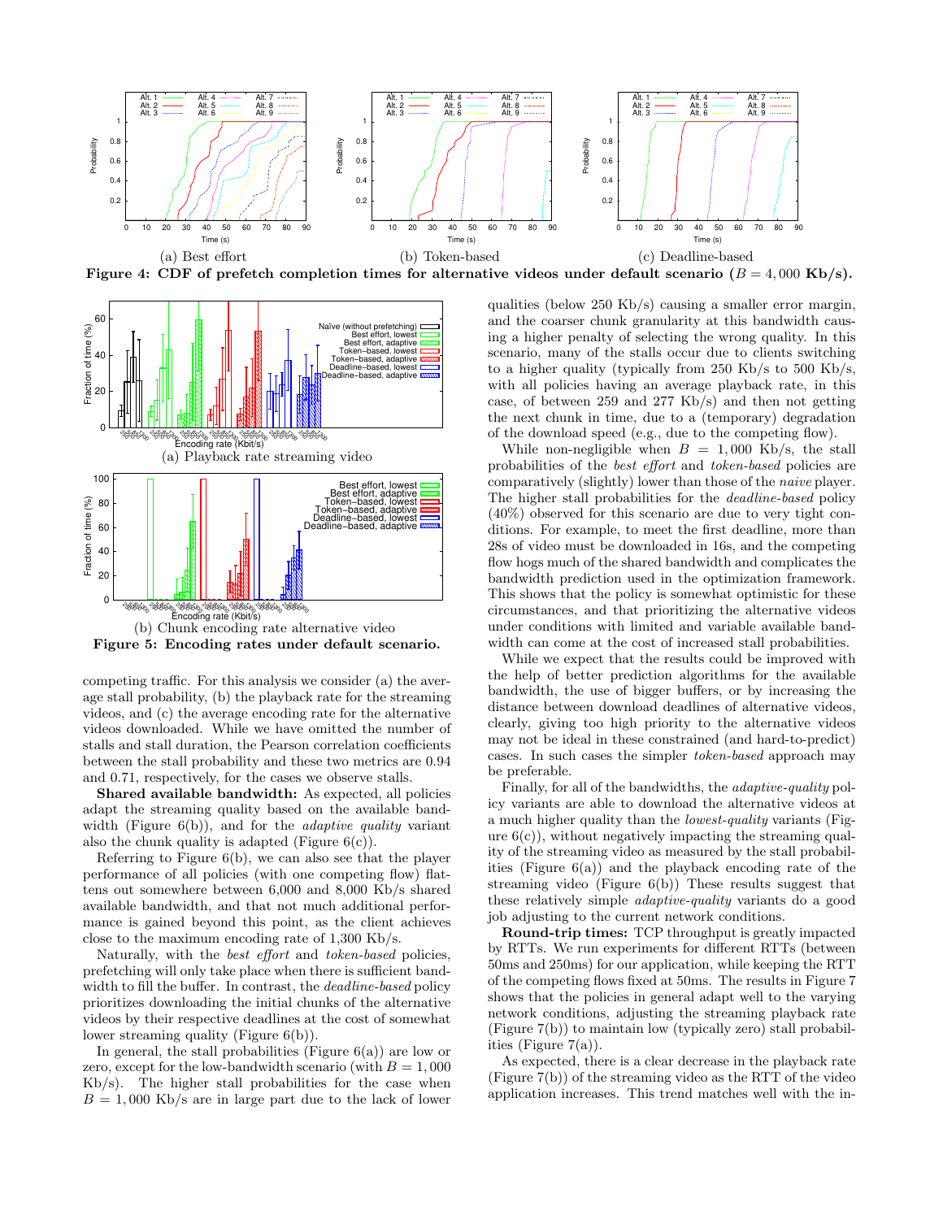(a) Best effort

(b) Token-based

(c) Deadline-based

**Figure 4: CDF of prefetch completion times for alternative videos under default scenario ($B = 4,000$ Kb/s).**

(a) Playback rate streaming video

(b) Chunk encoding rate alternative video

**Figure 5: Encoding rates under default scenario.**

competing traffic. For this analysis we consider (a) the average stall probability, (b) the playback rate for the streaming videos, and (c) the average encoding rate for the alternative videos downloaded. While we have omitted the number of stalls and stall duration, the Pearson correlation coefficients between the stall probability and these two metrics are 0.94 and 0.71, respectively, for the cases we observe stalls.

**Shared available bandwidth:** As expected, all policies adapt the streaming quality based on the available bandwidth (Figure 6(b)), and for the *adaptive quality* variant also the chunk quality is adapted (Figure 6(c)).

Referring to Figure 6(b), we can also see that the player performance of all policies (with one competing flow) flattens out somewhere between 6,000 and 8,000 Kb/s shared available bandwidth, and that not much additional performance is gained beyond this point, as the client achieves close to the maximum encoding rate of 1,300 Kb/s.

Naturally, with the *best effort* and *token-based* policies, prefetching will only take place when there is sufficient bandwidth to fill the buffer. In contrast, the *deadline-based* policy prioritizes downloading the initial chunks of the alternative videos by their respective deadlines at the cost of somewhat lower streaming quality (Figure 6(b)).

In general, the stall probabilities (Figure 6(a)) are low or zero, except for the low-bandwidth scenario (with $B = 1,000$ Kb/s). The higher stall probabilities for the case when $B = 1,000$ Kb/s are in large part due to the lack of lower qualities (below 250 Kb/s) causing a smaller error margin, and the coarser chunk granularity at this bandwidth causing a higher penalty of selecting the wrong quality. In this scenario, many of the stalls occur due to clients switching to a higher quality (typically from 250 Kb/s to 500 Kb/s, with all policies having an average playback rate, in this case, of between 259 and 277 Kb/s) and then not getting the next chunk in time, due to a (temporary) degradation of the download speed (e.g., due to the competing flow).

While non-negligible when $B = 1,000$ Kb/s, the stall probabilities of the *best effort* and *token-based* policies are comparatively (slightly) lower than those of the *naive* player. The higher stall probabilities for the *deadline-based* policy (40%) observed for this scenario are due to very tight conditions. For example, to meet the first deadline, more than 28s of video must be downloaded in 16s, and the competing flow hogs much of the shared bandwidth and complicates the bandwidth prediction used in the optimization framework. This shows that the policy is somewhat optimistic for these circumstances, and that prioritizing the alternative videos under conditions with limited and variable available bandwidth can come at the cost of increased stall probabilities.

While we expect that the results could be improved with the help of better prediction algorithms for the available bandwidth, the use of bigger buffers, or by increasing the distance between download deadlines of alternative videos, clearly, giving too high priority to the alternative videos may not be ideal in these constrained (and hard-to-predict) cases. In such cases the simpler *token-based* approach may be preferable.

Finally, for all of the bandwidths, the *adaptive-quality* policy variants are able to download the alternative videos at a much higher quality than the *lowest-quality* variants (Figure 6(c)), without negatively impacting the streaming quality of the streaming video as measured by the stall probabilities (Figure 6(a)) and the playback encoding rate of the streaming video (Figure 6(b)) These results suggest that these relatively simple *adaptive-quality* variants do a good job adjusting to the current network conditions.

**Round-trip times:** TCP throughput is greatly impacted by RTTs. We run experiments for different RTTs (between 50ms and 250ms) for our application, while keeping the RTT of the competing flows fixed at 50ms. The results in Figure 7 shows that the policies in general adapt well to the varying network conditions, adjusting the streaming playback rate (Figure 7(b)) to maintain low (typically zero) stall probabilities (Figure 7(a)).

As expected, there is a clear decrease in the playback rate (Figure 7(b)) of the streaming video as the RTT of the video application increases. This trend matches well with the in-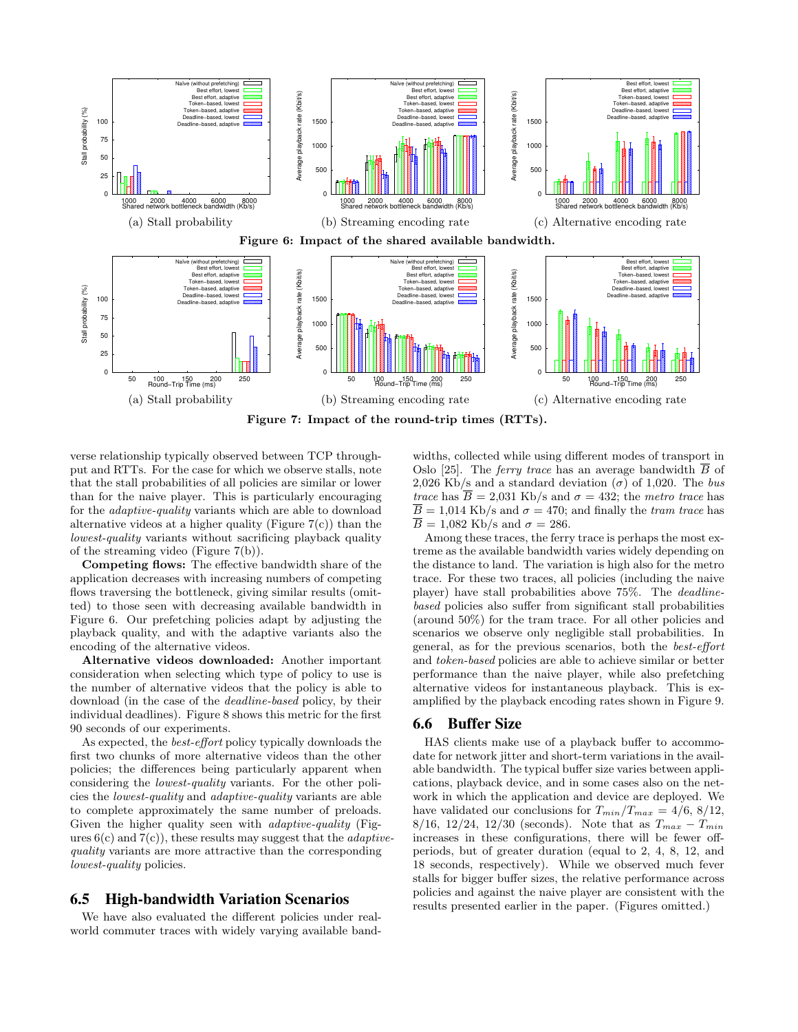(a) Stall probability

(b) Streaming encoding rate

(c) Alternative encoding rate

**Figure 6: Impact of the shared available bandwidth.**

(a) Stall probability

(b) Streaming encoding rate

(c) Alternative encoding rate

**Figure 7: Impact of the round-trip times (RTTs).**

verse relationship typically observed between TCP throughput and RTTs. For the case for which we observe stalls, note that the stall probabilities of all policies are similar or lower than for the naive player. This is particularly encouraging for the *adaptive-quality* variants which are able to download alternative videos at a higher quality (Figure 7(c)) than the *lowest-quality* variants without sacrificing playback quality of the streaming video (Figure 7(b)).

**Competing flows:** The effective bandwidth share of the application decreases with increasing numbers of competing flows traversing the bottleneck, giving similar results (omitted) to those seen with decreasing available bandwidth in Figure 6. Our prefetching policies adapt by adjusting the playback quality, and with the adaptive variants also the encoding of the alternative videos.

**Alternative videos downloaded:** Another important consideration when selecting which type of policy to use is the number of alternative videos that the policy is able to download (in the case of the *deadline-based* policy, by their individual deadlines). Figure 8 shows this metric for the first 90 seconds of our experiments.

As expected, the *best-effort* policy typically downloads the first two chunks of more alternative videos than the other policies; the differences being particularly apparent when considering the *lowest-quality* variants. For the other policies the *lowest-quality* and *adaptive-quality* variants are able to complete approximately the same number of preloads. Given the higher quality seen with *adaptive-quality* (Figures 6(c) and 7(c)), these results may suggest that the *adaptive-quality* variants are more attractive than the corresponding *lowest-quality* policies.

## 6.5 High-bandwidth Variation Scenarios

We have also evaluated the different policies under real-world commuter traces with widely varying available bandwidths, collected while using different modes of transport in Oslo [25]. The *ferry trace* has an average bandwidth $\overline{B}$ of 2,026 Kb/s and a standard deviation ($\sigma$) of 1,020. The *bus trace* has $\overline{B}$ = 2,031 Kb/s and $\sigma$ = 432; the *metro trace* has $\overline{B}$ = 1,014 Kb/s and $\sigma$ = 470; and finally the *tram trace* has $\overline{B}$ = 1,082 Kb/s and $\sigma$ = 286.

Among these traces, the ferry trace is perhaps the most extreme as the available bandwidth varies widely depending on the distance to land. The variation is high also for the metro trace. For these two traces, all policies (including the naive player) have stall probabilities above 75%. The *deadline-based* policies also suffer from significant stall probabilities (around 50%) for the tram trace. For all other policies and scenarios we observe only negligible stall probabilities. In general, as for the previous scenarios, both the *best-effort* and *token-based* policies are able to achieve similar or better performance than the naive player, while also prefetching alternative videos for instantaneous playback. This is examplified by the playback encoding rates shown in Figure 9.

## 6.6 Buffer Size

HAS clients make use of a playback buffer to accommodate for network jitter and short-term variations in the available bandwidth. The typical buffer size varies between applications, playback device, and in some cases also on the network in which the application and device are deployed. We have validated our conclusions for $T_{min}/T_{max}$ = 4/6, 8/12, 8/16, 12/24, 12/30 (seconds). Note that as $T_{max} - T_{min}$ increases in these configurations, there will be fewer off-periods, but of greater duration (equal to 2, 4, 8, 12, and 18 seconds, respectively). While we observed much fever stalls for bigger buffer sizes, the relative performance across policies and against the naive player are consistent with the results presented earlier in the paper. (Figures omitted.)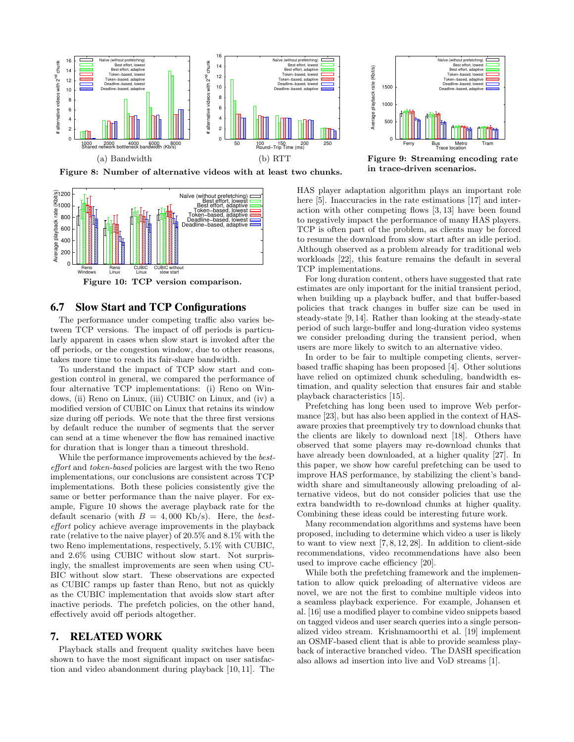16
14
12
10
8
6
4
2
0

# alternative videos with 2nd chunk

Naïve (without prefetching)
Best effort, lowest
Best effort, adaptive
Token-based, lowest
Token-based, adaptive
Deadline-based, lowest
Deadline-based, adaptive

1000 2000 4000 6000 8000
Shared network bottleneck bandwidth (Kb/s)

(a) Bandwidth

16
14
12
10
8
6
4
2
0

# alternative videos with 2nd chunk

Naïve (without prefetching)
Best effort, lowest
Best effort, adaptive
Token-based, lowest
Token-based, adaptive
Deadline-based, lowest
Deadline-based, adaptive

50 100 150 200 250
Round-Trip Time (ms)

(b) RTT

**Figure 8: Number of alternative videos with at least two chunks.**

Average playback rate (Kbit/s)

1500
1000
500
0

Naïve (without prefetching)
Best effort, lowest
Best effort, adaptive
Token-based, lowest
Token-based, adaptive
Deadline-based, lowest
Deadline-based, adaptive

Ferry Bus Metro Tram
Trace location

**Figure 9: Streaming encoding rate in trace-driven scenarios.**

Average playback rate (Kbit/s)

1200
1000
800
600
400
200
0

Naïve (without prefetching)
Best effort, lowest
Best effort, adaptive
Token-based, lowest
Token-based, adaptive
Deadline-based, lowest
Deadline-based, adaptive

Reno Windows
Reno Linux
CUBIC Linux
CUBIC without slow start

**Figure 10: TCP version comparison.**

## 6.7 Slow Start and TCP Configurations

The performance under competing traffic also varies between TCP versions. The impact of off periods is particularly apparent in cases when slow start is invoked after the off periods, or the congestion window, due to other reasons, takes more time to reach its fair-share bandwidth.

To understand the impact of TCP slow start and congestion control in general, we compared the performance of four alternative TCP implementations: (i) Reno on Windows, (ii) Reno on Linux, (iii) CUBIC on Linux, and (iv) a modified version of CUBIC on Linux that retains its window size during off periods. We note that the three first versions by default reduce the number of segments that the server can send at a time whenever the flow has remained inactive for duration that is longer than a timeout threshold.

While the performance improvements achieved by the *best-effort* and *token-based* policies are largest with the two Reno implementations, our conclusions are consistent across TCP implementations. Both these policies consistently give the same or better performance than the naive player. For example, Figure 10 shows the average playback rate for the default scenario (with $B = 4,000$ Kb/s). Here, the *best-effort* policy achieve average improvements in the playback rate (relative to the naive player) of 20.5% and 8.1% with the two Reno implementations, respectively, 5.1% with CUBIC, and 2.6% using CUBIC without slow start. Not surprisingly, the smallest improvements are seen when using CUBIC without slow start. These observations are expected as CUBIC ramps up faster than Reno, but not as quickly as the CUBIC implementation that avoids slow start after inactive periods. The prefetch policies, on the other hand, effectively avoid off periods altogether.

# 7. RELATED WORK

Playback stalls and frequent quality switches have been shown to have the most significant impact on user satisfaction and video abandonment during playback [10, 11]. The HAS player adaptation algorithm plays an important role here [5]. Inaccuracies in the rate estimations [17] and interaction with other competing flows [3, 13] have been found to negatively impact the performance of many HAS players. TCP is often part of the problem, as clients may be forced to resume the download from slow start after an idle period. Although observed as a problem already for traditional web workloads [22], this feature remains the default in several TCP implementations.

For long duration content, others have suggested that rate estimates are only important for the initial transient period, when building up a playback buffer, and that buffer-based policies that track changes in buffer size can be used in steady-state [9, 14]. Rather than looking at the steady-state period of such large-buffer and long-duration video systems we consider preloading during the transient period, when users are more likely to switch to an alternative video.

In order to be fair to multiple competing clients, server-based traffic shaping has been proposed [4]. Other solutions have relied on optimized chunk scheduling, bandwidth estimation, and quality selection that ensures fair and stable playback characteristics [15].

Prefetching has long been used to improve Web performance [23], but has also been applied in the context of HAS-aware proxies that preemptively try to download chunks that the clients are likely to download next [18]. Others have observed that some players may re-download chunks that have already been downloaded, at a higher quality [27]. In this paper, we show how careful prefetching can be used to improve HAS performance, by stabilizing the client's bandwidth share and simultaneously allowing preloading of alternative videos, but do not consider policies that use the extra bandwidth to re-download chunks at higher quality. Combining these ideas could be interesting future work.

Many recommendation algorithms and systems have been proposed, including to determine which video a user is likely to want to view next [7, 8, 12, 28]. In addition to client-side recommendations, video recommendations have also been used to improve cache efficiency [20].

While both the prefetching framework and the implementation to allow quick preloading of alternative videos are novel, we are not the first to combine multiple videos into a seamless playback experience. For example, Johansen et al. [16] use a modified player to combine video snippets based on tagged videos and user search queries into a single personalized video stream. Krishnamoorthi et al. [19] implement an OSMF-based client that is able to provide seamless playback of interactive branched video. The DASH specification also allows ad insertion into live and VoD streams [1].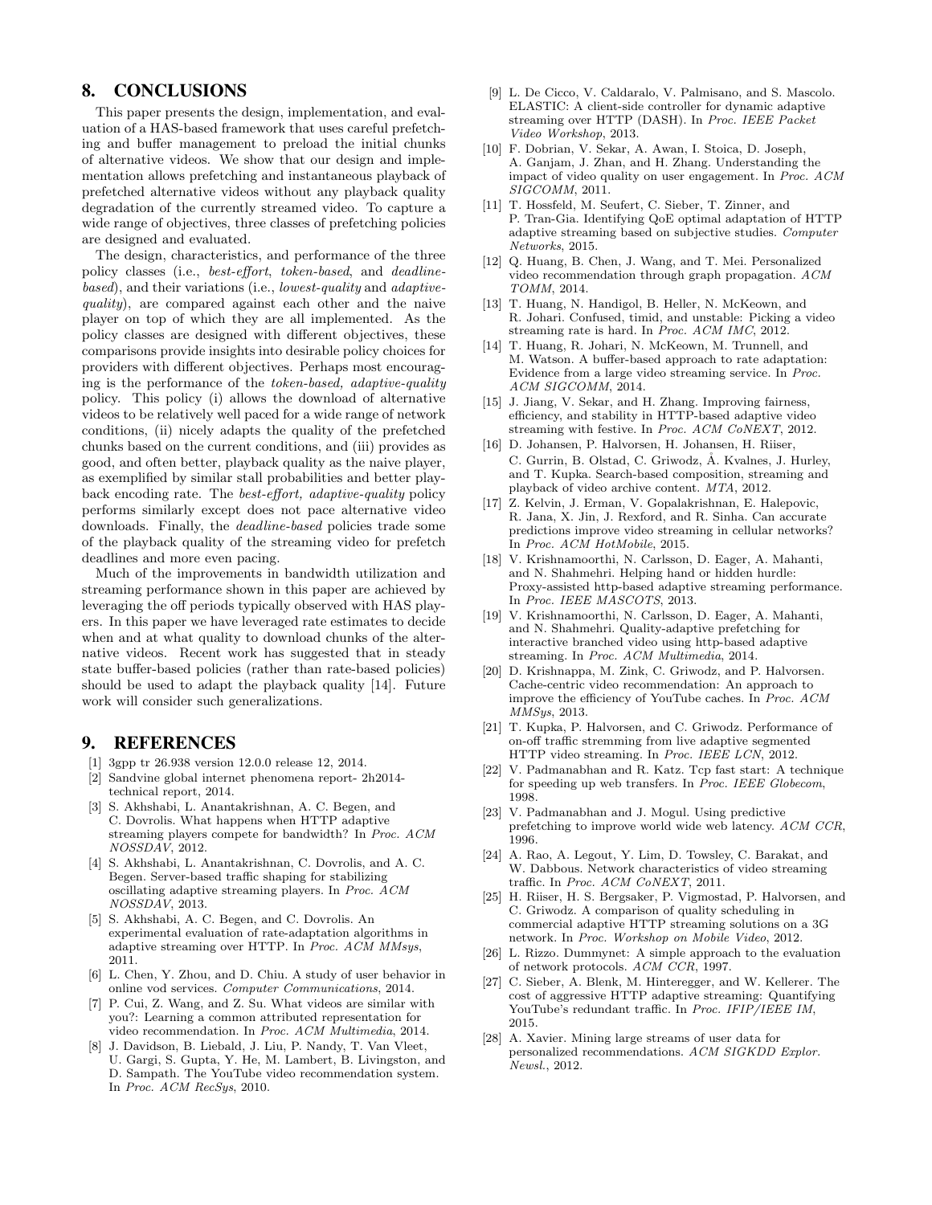## 8. CONCLUSIONS

This paper presents the design, implementation, and evaluation of a HAS-based framework that uses careful prefetching and buffer management to preload the initial chunks of alternative videos. We show that our design and implementation allows prefetching and instantaneous playback of prefetched alternative videos without any playback quality degradation of the currently streamed video. To capture a wide range of objectives, three classes of prefetching policies are designed and evaluated.

The design, characteristics, and performance of the three policy classes (i.e., *best-effort*, *token-based*, and *deadline-based*), and their variations (i.e., *lowest-quality* and *adaptive-quality*), are compared against each other and the naive player on top of which they are all implemented. As the policy classes are designed with different objectives, these comparisons provide insights into desirable policy choices for providers with different objectives. Perhaps most encouraging is the performance of the *token-based, adaptive-quality* policy. This policy (i) allows the download of alternative videos to be relatively well paced for a wide range of network conditions, (ii) nicely adapts the quality of the prefetched chunks based on the current conditions, and (iii) provides as good, and often better, playback quality as the naive player, as exemplified by similar stall probabilities and better playback encoding rate. The *best-effort, adaptive-quality* policy performs similarly except does not pace alternative video downloads. Finally, the *deadline-based* policies trade some of the playback quality of the streaming video for prefetch deadlines and more even pacing.

Much of the improvements in bandwidth utilization and streaming performance shown in this paper are achieved by leveraging the off periods typically observed with HAS players. In this paper we have leveraged rate estimates to decide when and at what quality to download chunks of the alternative videos. Recent work has suggested that in steady state buffer-based policies (rather than rate-based policies) should be used to adapt the playback quality [14]. Future work will consider such generalizations.

## 9. REFERENCES

[1] 3gpp tr 26.938 version 12.0.0 release 12, 2014.

[2] Sandvine global internet phenomena report- 2h2014-technical report, 2014.

[3] S. Akhshabi, L. Anantakrishnan, A. C. Begen, and C. Dovrolis. What happens when HTTP adaptive streaming players compete for bandwidth? In *Proc. ACM NOSSDAV*, 2012.

[4] S. Akhshabi, L. Anantakrishnan, C. Dovrolis, and A. C. Begen. Server-based traffic shaping for stabilizing oscillating adaptive streaming players. In *Proc. ACM NOSSDAV*, 2013.

[5] S. Akhshabi, A. C. Begen, and C. Dovrolis. An experimental evaluation of rate-adaptation algorithms in adaptive streaming over HTTP. In *Proc. ACM MMsys*, 2011.

[6] L. Chen, Y. Zhou, and D. Chiu. A study of user behavior in online vod services. *Computer Communications*, 2014.

[7] P. Cui, Z. Wang, and Z. Su. What videos are similar with you?: Learning a common attributed representation for video recommendation. In *Proc. ACM Multimedia*, 2014.

[8] J. Davidson, B. Liebald, J. Liu, P. Nandy, T. Van Vleet, U. Gargi, S. Gupta, Y. He, M. Lambert, B. Livingston, and D. Sampath. The YouTube video recommendation system. In *Proc. ACM RecSys*, 2010.

[9] L. De Cicco, V. Caldaralo, V. Palmisano, and S. Mascolo. ELASTIC: A client-side controller for dynamic adaptive streaming over HTTP (DASH). In *Proc. IEEE Packet Video Workshop*, 2013.

[10] F. Dobrian, V. Sekar, A. Awan, I. Stoica, D. Joseph, A. Ganjam, J. Zhan, and H. Zhang. Understanding the impact of video quality on user engagement. In *Proc. ACM SIGCOMM*, 2011.

[11] T. Hossfeld, M. Seufert, C. Sieber, T. Zinner, and P. Tran-Gia. Identifying QoE optimal adaptation of HTTP adaptive streaming based on subjective studies. *Computer Networks*, 2015.

[12] Q. Huang, B. Chen, J. Wang, and T. Mei. Personalized video recommendation through graph propagation. *ACM TOMM*, 2014.

[13] T. Huang, N. Handigol, B. Heller, N. McKeown, and R. Johari. Confused, timid, and unstable: Picking a video streaming rate is hard. In *Proc. ACM IMC*, 2012.

[14] T. Huang, R. Johari, N. McKeown, M. Trunnell, and M. Watson. A buffer-based approach to rate adaptation: Evidence from a large video streaming service. In *Proc. ACM SIGCOMM*, 2014.

[15] J. Jiang, V. Sekar, and H. Zhang. Improving fairness, efficiency, and stability in HTTP-based adaptive video streaming with festive. In *Proc. ACM CoNEXT*, 2012.

[16] D. Johansen, P. Halvorsen, H. Johansen, H. Riiser, C. Gurrin, B. Olstad, C. Griwodz, Å. Kvalnes, J. Hurley, and T. Kupka. Search-based composition, streaming and playback of video archive content. *MTA*, 2012.

[17] Z. Kelvin, J. Erman, V. Gopalakrishnan, E. Halepovic, R. Jana, X. Jin, J. Rexford, and R. Sinha. Can accurate predictions improve video streaming in cellular networks? In *Proc. ACM HotMobile*, 2015.

[18] V. Krishnamoorthi, N. Carlsson, D. Eager, A. Mahanti, and N. Shahmehri. Helping hand or hidden hurdle: Proxy-assisted http-based adaptive streaming performance. In *Proc. IEEE MASCOTS*, 2013.

[19] V. Krishnamoorthi, N. Carlsson, D. Eager, A. Mahanti, and N. Shahmehri. Quality-adaptive prefetching for interactive branched video using http-based adaptive streaming. In *Proc. ACM Multimedia*, 2014.

[20] D. Krishnappa, M. Zink, C. Griwodz, and P. Halvorsen. Cache-centric video recommendation: An approach to improve the efficiency of YouTube caches. In *Proc. ACM MMSys*, 2013.

[21] T. Kupka, P. Halvorsen, and C. Griwodz. Performance of on-off traffic stremming from live adaptive segmented HTTP video streaming. In *Proc. IEEE LCN*, 2012.

[22] V. Padmanabhan and R. Katz. Tcp fast start: A technique for speeding up web transfers. In *Proc. IEEE Globecom*, 1998.

[23] V. Padmanabhan and J. Mogul. Using predictive prefetching to improve world wide web latency. *ACM CCR*, 1996.

[24] A. Rao, A. Legout, Y. Lim, D. Towsley, C. Barakat, and W. Dabbous. Network characteristics of video streaming traffic. In *Proc. ACM CoNEXT*, 2011.

[25] H. Riiser, H. S. Bergsaker, P. Vigmostad, P. Halvorsen, and C. Griwodz. A comparison of quality scheduling in commercial adaptive HTTP streaming solutions on a 3G network. In *Proc. Workshop on Mobile Video*, 2012.

[26] L. Rizzo. Dummynet: A simple approach to the evaluation of network protocols. *ACM CCR*, 1997.

[27] C. Sieber, A. Blenk, M. Hinteregger, and W. Kellerer. The cost of aggressive HTTP adaptive streaming: Quantifying YouTube's redundant traffic. In *Proc. IFIP/IEEE IM*, 2015.

[28] A. Xavier. Mining large streams of user data for personalized recommendations. *ACM SIGKDD Explor. Newsl.*, 2012.